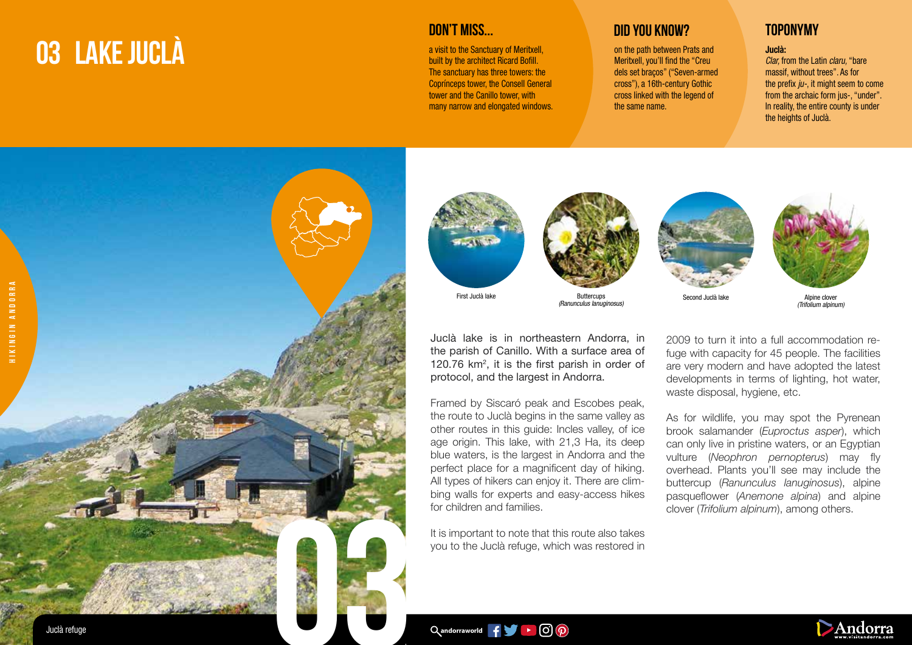# 03 LAKE JUCLÀ

## DON'T MISS...

a visit to the Sanctuary of Meritxell, built by the architect Ricard Bofill. The sanctuary has three towers: the Coprínceps tower, the Consell General tower and the Canillo tower, with many narrow and elongated windows.

## DID YOU KNOW?

on the path between Prats and Meritxell, you'll find the "Creu dels set braços" ("Seven-armed cross"), a 16th-century Gothic cross linked with the legend of the same name.

## TOPONYMY

**Juclà:**
*Clar,* from the Latin *claru,* "bare massif, without trees". As for the prefix *ju-*, it might seem to come from the archaic form jus-, "under". In reality, the entire county is under the heights of Juclà.

Juclà refuge

First Juclà lake

Buttercups
*(Ranunculus lanuginosus)*

Second Juclà lake

Alpine clover
*(Trifolium alpinum)*

Juclà lake is in northeastern Andorra, in the parish of Canillo. With a surface area of 120.76 km$^2$, it is the first parish in order of protocol, and the largest in Andorra.

Framed by Siscaró peak and Escobes peak, the route to Juclà begins in the same valley as other routes in this guide: Incles valley, of ice age origin. This lake, with 21,3 Ha, its deep blue waters, is the largest in Andorra and the perfect place for a magnificent day of hiking. All types of hikers can enjoy it. There are climbing walls for experts and easy-access hikes for children and families.

It is important to note that this route also takes you to the Juclà refuge, which was restored in 2009 to turn it into a full accommodation refuge with capacity for 45 people. The facilities are very modern and have adopted the latest developments in terms of lighting, hot water, waste disposal, hygiene, etc.

As for wildlife, you may spot the Pyrenean brook salamander (*Euproctus asper*), which can only live in pristine waters, or an Egyptian vulture (*Neophron pernopterus*) may fly overhead. Plants you'll see may include the buttercup (*Ranunculus lanuginosus*), alpine pasqueflower (*Anemone alpina*) and alpine clover (*Trifolium alpinum*), among others.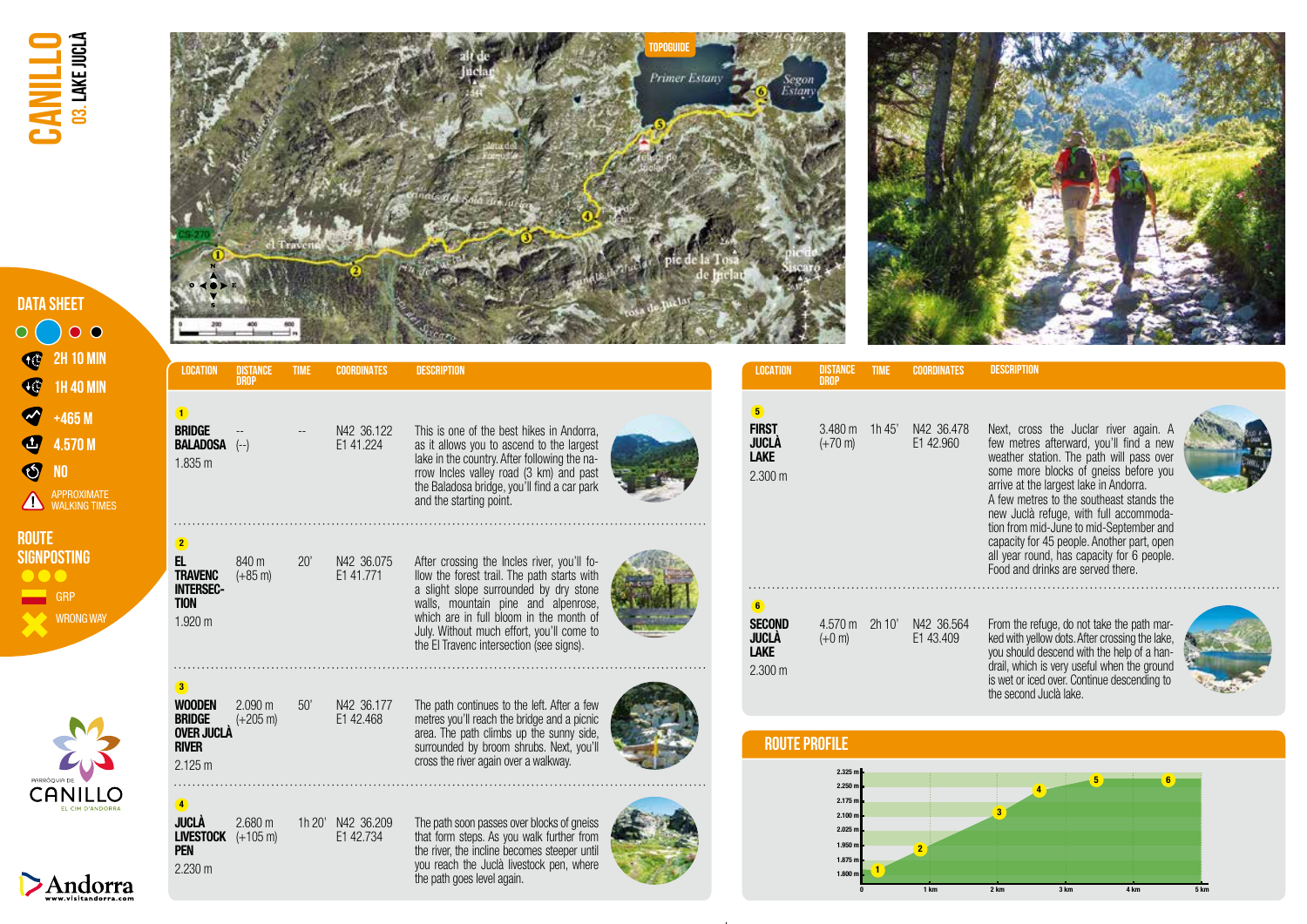# CANILLO

## 03. LAKE JUCLÀ

## DATA SHEET

2H 10 MIN

1H 40 MIN

+465 M

4.570 M

NO

APPROXIMATE WALKING TIMES

## ROUTE SIGNPOSTING

GRP

WRONG WAY

TOPOGUIDE

| LOCATION | DISTANCE DROP | TIME | COORDINATES | DESCRIPTION |
|---|---|---|---|---|
| 1 **BRIDGE BALADOSA** 1.835 m | -- (--) | -- | N42 36.122 E1 41.224 | This is one of the best hikes in Andorra, as it allows you to ascend to the largest lake in the country. After following the narrow Incles valley road (3 km) and past the Baladosa bridge, you'll find a car park and the starting point. |
| 2 **EL TRAVENC INTERSECTION** 1.920 m | 840 m (+85 m) | 20' | N42 36.075 E1 41.771 | After crossing the Incles river, you'll follow the forest trail. The path starts with a slight slope surrounded by dry stone walls, mountain pine and alpenrose, which are in full bloom in the month of July. Without much effort, you'll come to the El Travenc intersection (see signs). |
| 3 **WOODEN BRIDGE OVER JUCLÀ RIVER** 2.125 m | 2.090 m (+205 m) | 50' | N42 36.177 E1 42.468 | The path continues to the left. After a few metres you'll reach the bridge and a picnic area. The path climbs up the sunny side, surrounded by broom shrubs. Next, you'll cross the river again over a walkway. |
| 4 **JUCLÀ LIVESTOCK PEN** 2.230 m | 2.680 m (+105 m) | 1h 20' | N42 36.209 E1 42.734 | The path soon passes over blocks of gneiss that form steps. As you walk further from the river, the incline becomes steeper until you reach the Juclà livestock pen, where the path goes level again. |
| 5 **FIRST JUCLÀ LAKE** 2.300 m | 3.480 m (+70 m) | 1h 45' | N42 36.478 E1 42.960 | Next, cross the Juclar river again. A few metres afterward, you'll find a new weather station. The path will pass over some more blocks of gneiss before you arrive at the largest lake in Andorra. A few metres to the southeast stands the new Juclà refuge, with full accommodation from mid-June to mid-September and capacity for 45 people. Another part, open all year round, has capacity for 6 people. Food and drinks are served there. |
| 6 **SECOND JUCLÀ LAKE** 2.300 m | 4.570 m (+0 m) | 2h 10' | N42 36.564 E1 43.409 | From the refuge, do not take the path marked with yellow dots. After crossing the lake, you should descend with the help of a handrail, which is very useful when the ground is wet or iced over. Continue descending to the second Juclà lake. |

## ROUTE PROFILE

2.325 m
2.250 m
2.175 m
2.100 m
2.025 m
1.950 m
1.875 m
1.800 m

0
1 km
2 km
3 km
4 km
5 km

PARRÒQUIA DE CANILLO EL CIM D'ANDORRA

Andorra www.visitandorra.com